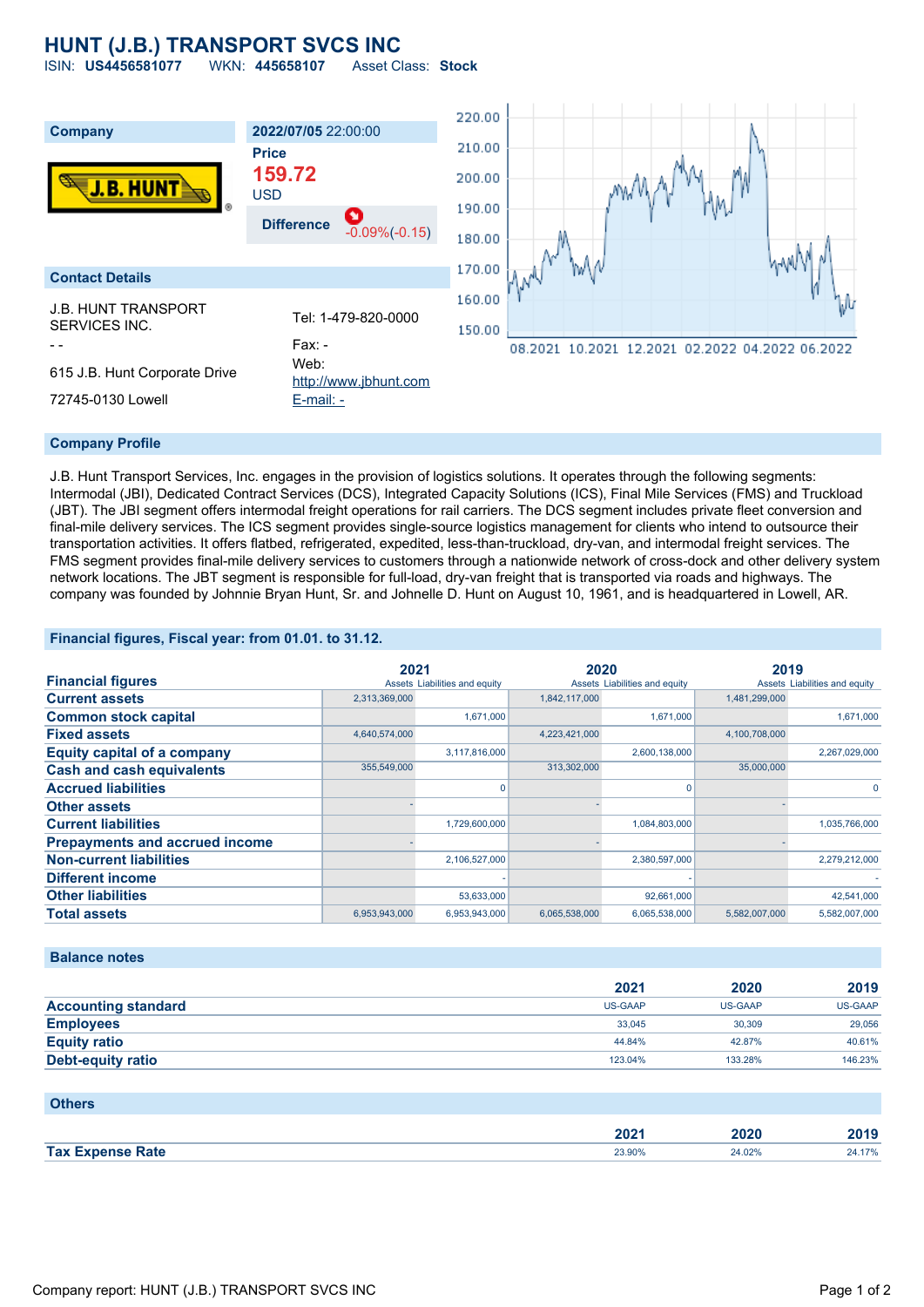# HUNT (J.B.) TRANSPORT SVCS INC

ISIN: **US4456581077** WKN: **445658107** Asset Class: **Stock**

| Company | 2022/07/05 22:00:00 |
|---|---|
| | Price **159.72** USD |
| | Difference -0.09%(-0.15) |

**Contact Details**

J.B. HUNT TRANSPORT SERVICES INC.
- -
615 J.B. Hunt Corporate Drive
72745-0130 Lowell

Tel: 1-479-820-0000
Fax: -
Web: http://www.jbhunt.com
E-mail: -

## Company Profile

J.B. Hunt Transport Services, Inc. engages in the provision of logistics solutions. It operates through the following segments: Intermodal (JBI), Dedicated Contract Services (DCS), Integrated Capacity Solutions (ICS), Final Mile Services (FMS) and Truckload (JBT). The JBI segment offers intermodal freight operations for rail carriers. The DCS segment includes private fleet conversion and final-mile delivery services. The ICS segment provides single-source logistics management for clients who intend to outsource their transportation activities. It offers flatbed, refrigerated, expedited, less-than-truckload, dry-van, and intermodal freight services. The FMS segment provides final-mile delivery services to customers through a nationwide network of cross-dock and other delivery system network locations. The JBT segment is responsible for full-load, dry-van freight that is transported via roads and highways. The company was founded by Johnnie Bryan Hunt, Sr. and Johnelle D. Hunt on August 10, 1961, and is headquartered in Lowell, AR.

## Financial figures, Fiscal year: from 01.01. to 31.12.

| Financial figures | 2021 | | 2020 | | 2019 | |
|---|---|---|---|---|---|---|
| | Assets | Liabilities and equity | Assets | Liabilities and equity | Assets | Liabilities and equity |
| **Current assets** | 2,313,369,000 | | 1,842,117,000 | | 1,481,299,000 | |
| **Common stock capital** | | 1,671,000 | | 1,671,000 | | 1,671,000 |
| **Fixed assets** | 4,640,574,000 | | 4,223,421,000 | | 4,100,708,000 | |
| **Equity capital of a company** | | 3,117,816,000 | | 2,600,138,000 | | 2,267,029,000 |
| **Cash and cash equivalents** | 355,549,000 | | 313,302,000 | | 35,000,000 | |
| **Accrued liabilities** | | 0 | | 0 | | 0 |
| **Other assets** | - | | - | | - | |
| **Current liabilities** | | 1,729,600,000 | | 1,084,803,000 | | 1,035,766,000 |
| **Prepayments and accrued income** | - | | - | | - | |
| **Non-current liabilities** | | 2,106,527,000 | | 2,380,597,000 | | 2,279,212,000 |
| **Different income** | | - | | - | | - |
| **Other liabilities** | | 53,633,000 | | 92,661,000 | | 42,541,000 |
| **Total assets** | 6,953,943,000 | 6,953,943,000 | 6,065,538,000 | 6,065,538,000 | 5,582,007,000 | 5,582,007,000 |

## Balance notes

| | 2021 | 2020 | 2019 |
|---|---|---|---|
| **Accounting standard** | US-GAAP | US-GAAP | US-GAAP |
| **Employees** | 33,045 | 30,309 | 29,056 |
| **Equity ratio** | 44.84% | 42.87% | 40.61% |
| **Debt-equity ratio** | 123.04% | 133.28% | 146.23% |

## Others

| | 2021 | 2020 | 2019 |
|---|---|---|---|
| **Tax Expense Rate** | 23.90% | 24.02% | 24.17% |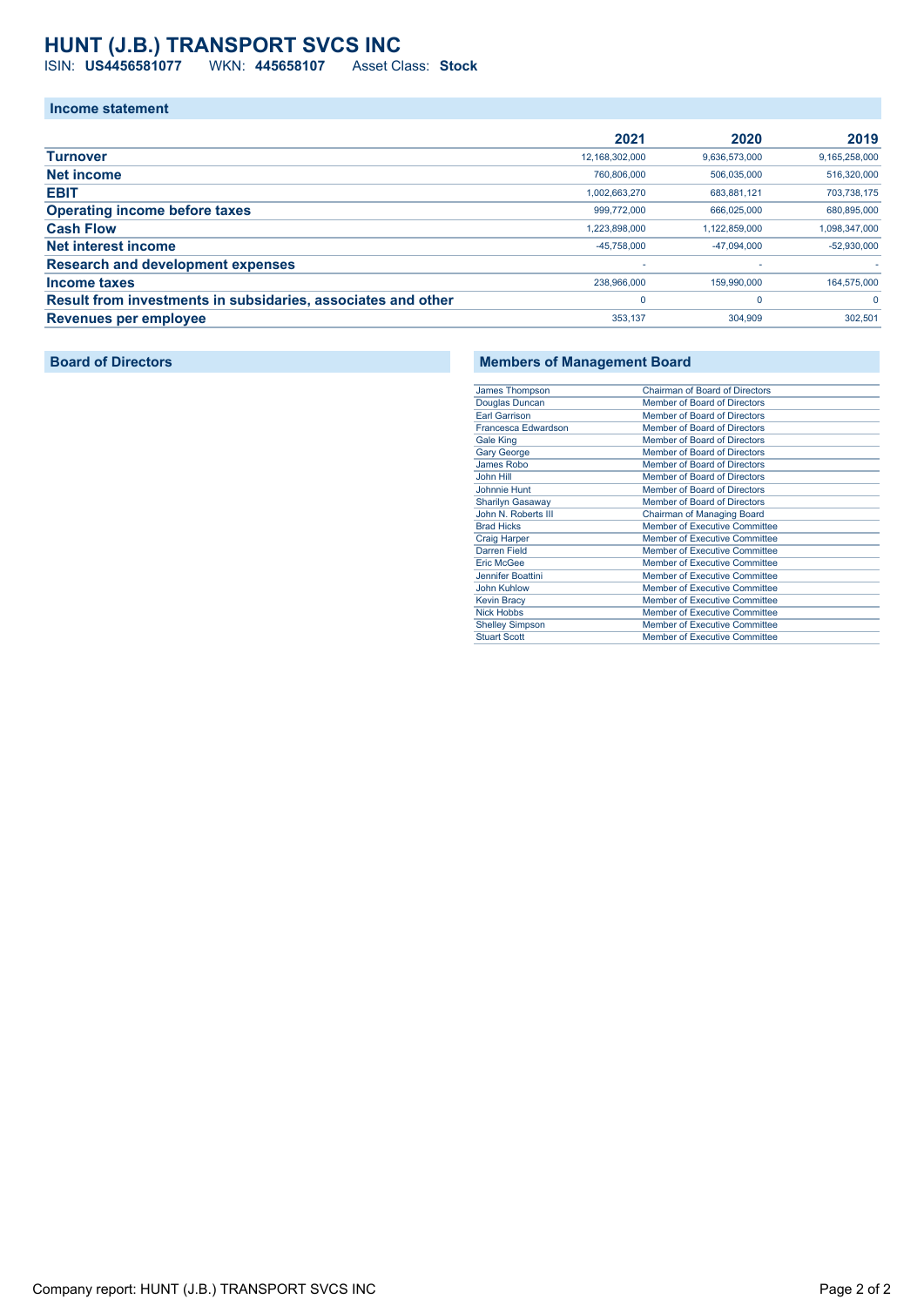# HUNT (J.B.) TRANSPORT SVCS INC

ISIN: **US4456581077** WKN: **445658107** Asset Class: **Stock**

## Income statement

| | 2021 | 2020 | 2019 |
|---|---|---|---|
| **Turnover** | 12,168,302,000 | 9,636,573,000 | 9,165,258,000 |
| **Net income** | 760,806,000 | 506,035,000 | 516,320,000 |
| **EBIT** | 1,002,663,270 | 683,881,121 | 703,738,175 |
| **Operating income before taxes** | 999,772,000 | 666,025,000 | 680,895,000 |
| **Cash Flow** | 1,223,898,000 | 1,122,859,000 | 1,098,347,000 |
| **Net interest income** | -45,758,000 | -47,094,000 | -52,930,000 |
| **Research and development expenses** | - | - | - |
| **Income taxes** | 238,966,000 | 159,990,000 | 164,575,000 |
| **Result from investments in subsidaries, associates and other** | 0 | 0 | 0 |
| **Revenues per employee** | 353,137 | 304,909 | 302,501 |

## Board of Directors

## Members of Management Board

| | |
|---|---|
| James Thompson | Chairman of Board of Directors |
| Douglas Duncan | Member of Board of Directors |
| Earl Garrison | Member of Board of Directors |
| Francesca Edwardson | Member of Board of Directors |
| Gale King | Member of Board of Directors |
| Gary George | Member of Board of Directors |
| James Robo | Member of Board of Directors |
| John Hill | Member of Board of Directors |
| Johnnie Hunt | Member of Board of Directors |
| Sharilyn Gasaway | Member of Board of Directors |
| John N. Roberts III | Chairman of Managing Board |
| Brad Hicks | Member of Executive Committee |
| Craig Harper | Member of Executive Committee |
| Darren Field | Member of Executive Committee |
| Eric McGee | Member of Executive Committee |
| Jennifer Boattini | Member of Executive Committee |
| John Kuhlow | Member of Executive Committee |
| Kevin Bracy | Member of Executive Committee |
| Nick Hobbs | Member of Executive Committee |
| Shelley Simpson | Member of Executive Committee |
| Stuart Scott | Member of Executive Committee |